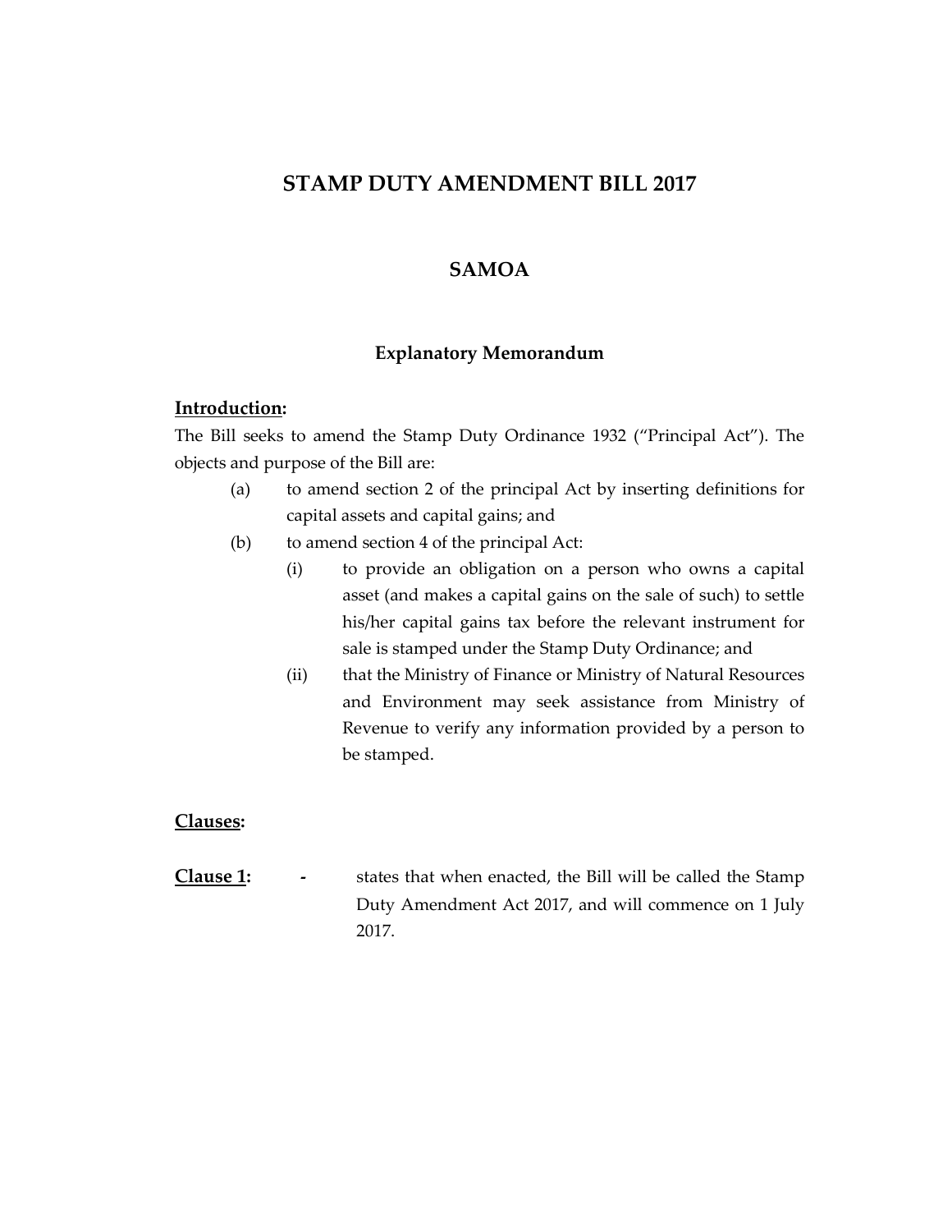# STAMP DUTY AMENDMENT BILL 2017

## SAMOA

### Explanatory Memorandum

**<u>Introduction</u>:**

The Bill seeks to amend the Stamp Duty Ordinance 1932 ("Principal Act"). The objects and purpose of the Bill are:

(a) to amend section 2 of the principal Act by inserting definitions for capital assets and capital gains; and

(b) to amend section 4 of the principal Act:

  (i) to provide an obligation on a person who owns a capital asset (and makes a capital gains on the sale of such) to settle his/her capital gains tax before the relevant instrument for sale is stamped under the Stamp Duty Ordinance; and

  (ii) that the Ministry of Finance or Ministry of Natural Resources and Environment may seek assistance from Ministry of Revenue to verify any information provided by a person to be stamped.

**<u>Clauses</u>:**

**<u>Clause 1</u>:** - states that when enacted, the Bill will be called the Stamp Duty Amendment Act 2017, and will commence on 1 July 2017.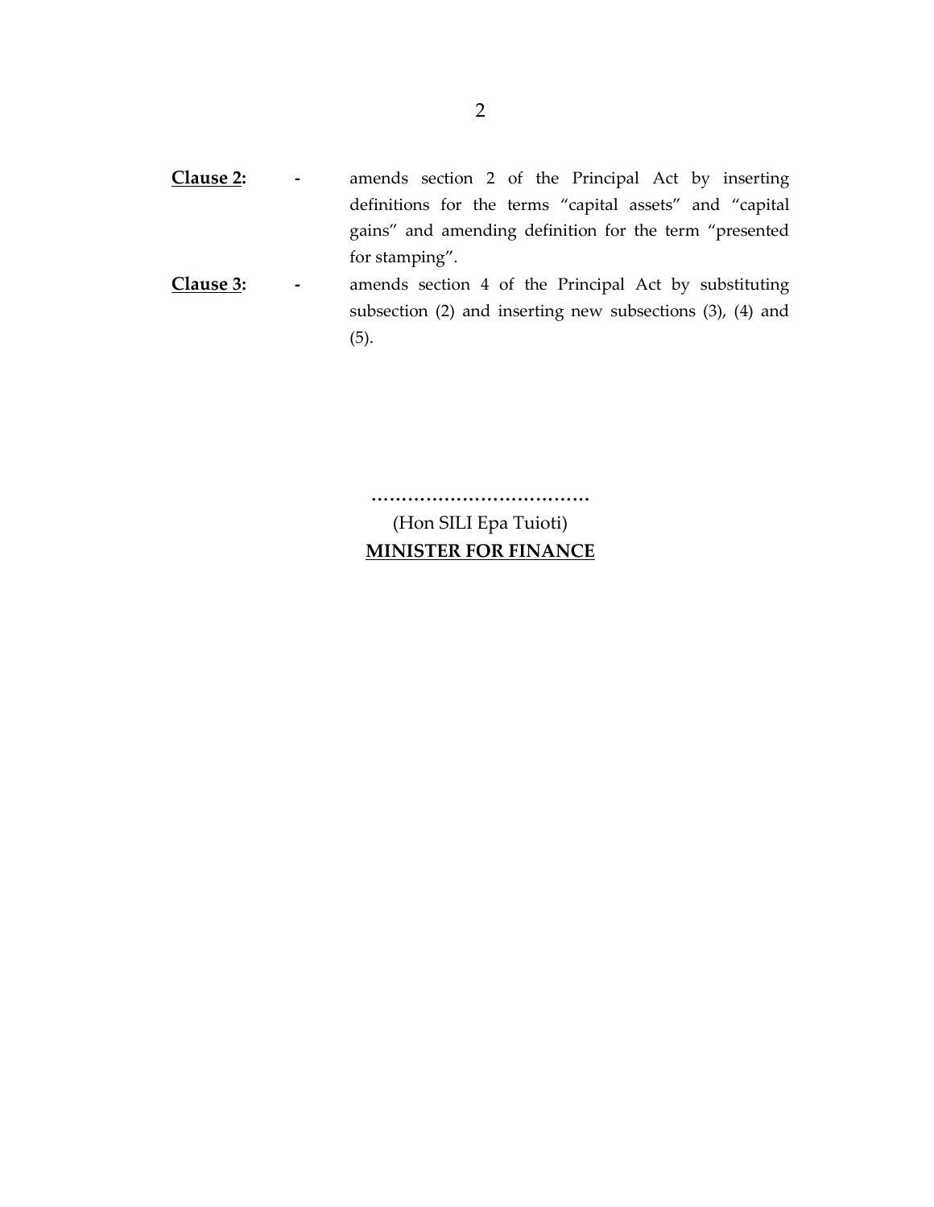**Clause 2:** - amends section 2 of the Principal Act by inserting definitions for the terms "capital assets" and "capital gains" and amending definition for the term "presented for stamping".

**Clause 3:** - amends section 4 of the Principal Act by substituting subsection (2) and inserting new subsections (3), (4) and (5).

………………………………

(Hon SILI Epa Tuioti)

**MINISTER FOR FINANCE**